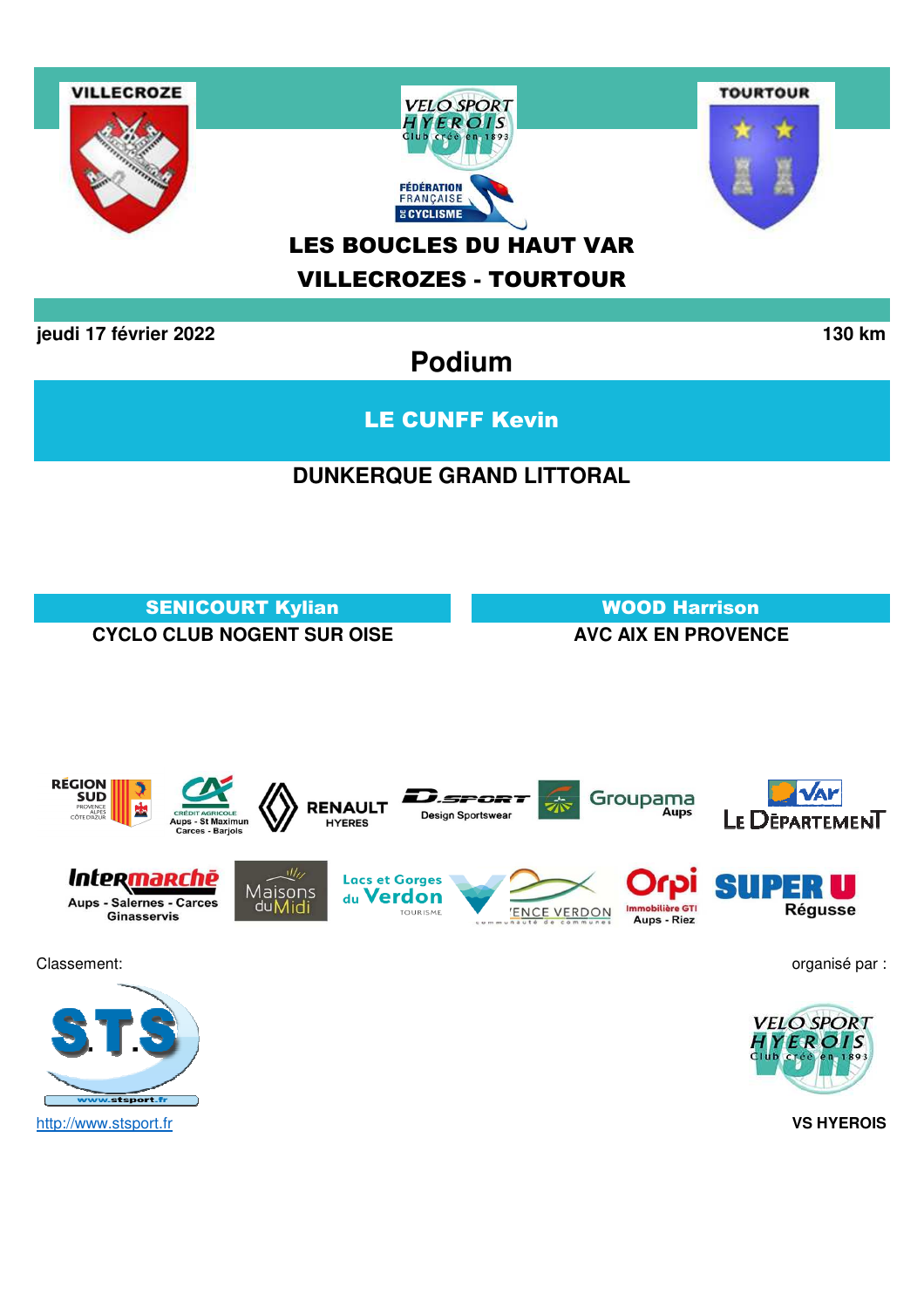VILLECROZE

TOURTOUR

# LES BOUCLES DU HAUT VAR

# VILLECROZES - TOURTOUR

**jeudi 17 février 2022** **130 km**

## Podium

### LE CUNFF Kevin

**DUNKERQUE GRAND LITTORAL**

### SENICOURT Kylian

**CYCLO CLUB NOGENT SUR OISE**

### WOOD Harrison

**AVC AIX EN PROVENCE**

Classement:

http://www.stsport.fr

organisé par :

**VS HYEROIS**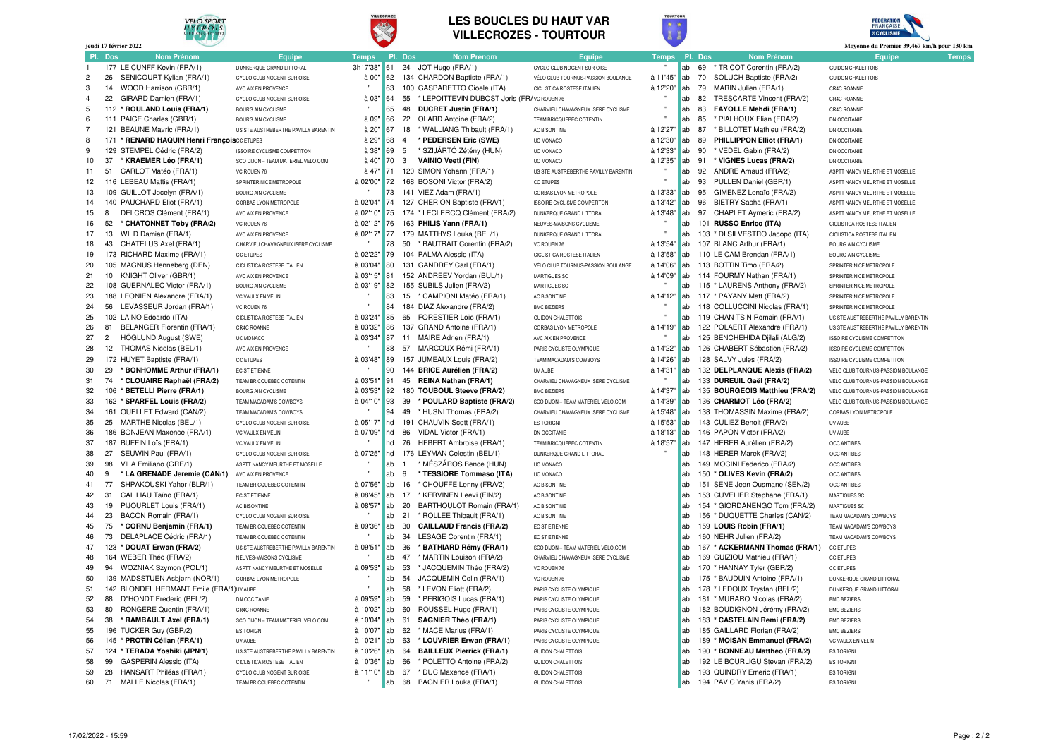# LES BOUCLES DU HAUT VAR
## VILLECROZES - TOURTOUR

jeudi 17 février 2022

Moyenne du Premier 39,467 km/h pour 130 km

| Pl. | Dos | Nom Prénom | Equipe | Temps | Pl. | Dos | Nom Prénom | Equipe | Temps | Pl. | Dos | Nom Prénom | Equipe | Temps |
|---|---|---|---|---|---|---|---|---|---|---|---|---|---|---|
| 1 | 177 | LE CUNFF Kevin (FRA/1) | DUNKERQUE GRAND LITTORAL | 3h17'38" | 61 | 24 | JOT Hugo (FRA/1) | CYCLO CLUB NOGENT SUR OISE | " | ab | 69 | * TRICOT Corentin (FRA/2) | GUIDON CHALETTOIS | |
| 2 | 26 | SENICOURT Kylian (FRA/1) | CYCLO CLUB NOGENT SUR OISE | à 00" | 62 | 134 | CHARDON Baptiste (FRA/1) | VÉLO CLUB TOURNUS-PASSION BOULANGE | à 11'45" | ab | 70 | SOLUCH Baptiste (FRA/2) | GUIDON CHALETTOIS | |
| 3 | 14 | WOOD Harrison (GBR/1) | AVC AIX EN PROVENCE | " | 63 | 100 | GASPARETTO Gioele (ITA) | CICLISTICA ROSTESE ITALIEN | à 12'20" | ab | 79 | MARIN Julien (FRA/1) | CR4C ROANNE | |
| 4 | 22 | GIRARD Damien (FRA/1) | CYCLO CLUB NOGENT SUR OISE | à 03" | 64 | 55 | * LEPOITTEVIN DUBOST Joris (FRA | VC ROUEN 76 | " | ab | 82 | TRESCARTE Vincent (FRA/2) | CR4C ROANNE | |
| 5 | 112 | * **ROULAND Louis (FRA/1)** | BOURG AIN CYCLISME | " | 65 | 48 | **DUCRET Justin (FRA/1)** | CHARVIEU CHAVAGNEUX ISERE CYCLISME | " | ab | 83 | **FAYOLLE Mehdi (FRA/1)** | CR4C ROANNE | |
| 6 | 111 | PAIGE Charles (GBR/1) | BOURG AIN CYCLISME | à 09" | 66 | 72 | OLARD Antoine (FRA/2) | TEAM BRICQUEBEC COTENTIN | " | ab | 85 | * PIALHOUX Elian (FRA/2) | DN OCCITANIE | |
| 7 | 121 | BEAUNE Mavric (FRA/1) | US STE AUSTREBERTHE PAVILLY BARENTIN | à 20" | 67 | 18 | * WALLIANG Thibault (FRA/1) | AC BISONTINE | à 12'27" | ab | 87 | * BILLOTET Mathieu (FRA/2) | DN OCCITANIE | |
| 8 | 171 | * **RENARD HAQUIN Henri François** | CC ETUPES | à 29" | 68 | 4 | * **PEDERSEN Eric (SWE)** | UC MONACO | à 12'30" | ab | 89 | **PHILLIPPON Elliot (FRA/1)** | DN OCCITANIE | |
| 9 | 129 | STEMPEL Cédric (FRA/2) | ISSOIRE CYCLISME COMPETITON | à 38" | 69 | 5 | * SZIJÁRTÓ Zétény (HUN) | UC MONACO | à 12'33" | ab | 90 | * VEDEL Gabin (FRA/2) | DN OCCITANIE | |
| 10 | 37 | * **KRAEMER Léo (FRA/1)** | SCO DIJON – TEAM MATERIEL VELO.COM | à 40" | 70 | 3 | **VAINIO Veeti (FIN)** | UC MONACO | à 12'35" | ab | 91 | * **VIGNES Lucas (FRA/2)** | DN OCCITANIE | |
| 11 | 51 | CARLOT Matéo (FRA/1) | VC ROUEN 76 | à 47" | 71 | 120 | SIMON Yohann (FRA/1) | US STE AUSTREBERTHE PAVILLY BARENTIN | " | ab | 92 | ANDRE Arnaud (FRA/2) | ASPTT NANCY MEURTHE ET MOSELLE | |
| 12 | 116 | LEBEAU Mattis (FRA/1) | SPRINTER NICE METROPOLE | à 02'00" | 72 | 168 | BOSONI Victor (FRA/2) | CC ETUPES | " | ab | 93 | PULLEN Daniel (GBR/1) | ASPTT NANCY MEURTHE ET MOSELLE | |
| 13 | 109 | GUILLOT Jocelyn (FRA/1) | BOURG AIN CYCLISME | " | 73 | 141 | VIEZ Adam (FRA/1) | CORBAS LYON METROPOLE | à 13'33" | ab | 95 | GIMENEZ Lenaïc (FRA/2) | ASPTT NANCY MEURTHE ET MOSELLE | |
| 14 | 140 | PAUCHARD Eliot (FRA/1) | CORBAS LYON METROPOLE | à 02'04" | 74 | 127 | CHERION Baptiste (FRA/1) | ISSOIRE CYCLISME COMPETITON | à 13'42" | ab | 96 | BIETRY Sacha (FRA/1) | ASPTT NANCY MEURTHE ET MOSELLE | |
| 15 | 8 | DELCROS Clément (FRA/1) | AVC AIX EN PROVENCE | à 02'10" | 75 | 174 | * LECLERCQ Clément (FRA/2) | DUNKERQUE GRAND LITTORAL | à 13'48" | ab | 97 | CHAPLET Aymeric (FRA/2) | ASPTT NANCY MEURTHE ET MOSELLE | |
| 16 | 52 | * **CHATONNET Toby (FRA/2)** | VC ROUEN 76 | à 02'12" | 76 | 163 | **PHILIS Yann (FRA/1)** | NEUVES-MAISONS CYCLISME | " | ab | 101 | **RUSSO Enrico (ITA)** | CICLISTICA ROSTESE ITALIEN | |
| 17 | 13 | WILD Damian (FRA/1) | AVC AIX EN PROVENCE | à 02'17" | 77 | 179 | MATTHYS Louka (BEL/1) | DUNKERQUE GRAND LITTORAL | " | ab | 103 | * DI SILVESTRO Jacopo (ITA) | CICLISTICA ROSTESE ITALIEN | |
| 18 | 43 | CHATELUS Axel (FRA/1) | CHARVIEU CHAVAGNEUX ISERE CYCLISME | " | 78 | 50 | * BAUTRAIT Corentin (FRA/2) | VC ROUEN 76 | à 13'54" | ab | 107 | BLANC Arthur (FRA/1) | BOURG AIN CYCLISME | |
| 19 | 173 | RICHARD Maxime (FRA/1) | CC ETUPES | à 02'22" | 79 | 104 | PALMA Alessio (ITA) | CICLISTICA ROSTESE ITALIEN | à 13'58" | ab | 110 | LE CAM Brendan (FRA/1) | BOURG AIN CYCLISME | |
| 20 | 105 | MAGNUS Henneberg (DEN) | CICLISTICA ROSTESE ITALIEN | à 03'04" | 80 | 131 | GANDREY Carl (FRA/1) | VÉLO CLUB TOURNUS-PASSION BOULANGE | à 14'06" | ab | 113 | BOTTIN Timo (FRA/2) | SPRINTER NICE METROPOLE | |
| 21 | 10 | KNIGHT Oliver (GBR/1) | AVC AIX EN PROVENCE | à 03'15" | 81 | 152 | ANDREEV Yordan (BUL/1) | MARTIGUES SC | à 14'09" | ab | 114 | FOURMY Nathan (FRA/1) | SPRINTER NICE METROPOLE | |
| 22 | 108 | GUERNALEC Victor (FRA/1) | BOURG AIN CYCLISME | à 03'19" | 82 | 155 | SUBILS Julien (FRA/2) | MARTIGUES SC | " | ab | 115 | * LAURENS Anthony (FRA/2) | SPRINTER NICE METROPOLE | |
| 23 | 188 | LEONIEN Alexandre (FRA/1) | VC VAULX EN VELIN | " | 83 | 15 | * CAMPIONI Matéo (FRA/1) | AC BISONTINE | à 14'12" | ab | 117 | * PAYANY Matt (FRA/2) | SPRINTER NICE METROPOLE | |
| 24 | 56 | LEVASSEUR Jordan (FRA/1) | VC ROUEN 76 | " | 84 | 184 | DIAZ Alexandre (FRA/2) | BMC BEZIERS | " | ab | 118 | COLLUCCINI Nicolas (FRA/1) | SPRINTER NICE METROPOLE | |
| 25 | 102 | LAINO Edoardo (ITA) | CICLISTICA ROSTESE ITALIEN | à 03'24" | 85 | 65 | FORESTIER Loïc (FRA/1) | GUIDON CHALETTOIS | " | ab | 119 | CHAN TSIN Romain (FRA/1) | US STE AUSTREBERTHE PAVILLY BARENTIN | |
| 26 | 81 | BELANGER Florentin (FRA/1) | CR4C ROANNE | à 03'32" | 86 | 137 | GRAND Antoine (FRA/1) | CORBAS LYON METROPOLE | à 14'19" | ab | 122 | POLAERT Alexandre (FRA/1) | US STE AUSTREBERTHE PAVILLY BARENTIN | |
| 27 | 2 | HÖGLUND August (SWE) | UC MONACO | à 03'34" | 87 | 11 | MAIRE Adrien (FRA/1) | AVC AIX EN PROVENCE | " | ab | 125 | BENCHEHIDA Djilali (ALG/2) | ISSOIRE CYCLISME COMPETITON | |
| 28 | 12 | THOMAS Nicolas (BEL/1) | AVC AIX EN PROVENCE | " | 88 | 57 | MARCOUX Rémi (FRA/1) | PARIS CYCLISTE OLYMPIQUE | à 14'22" | ab | 126 | CHABERT Sébastien (FRA/2) | ISSOIRE CYCLISME COMPETITON | |
| 29 | 172 | HUYET Baptiste (FRA/1) | CC ETUPES | à 03'48" | 89 | 157 | JUMEAUX Louis (FRA/2) | TEAM MACADAM'S COWBOYS | à 14'26" | ab | 128 | SALVY Jules (FRA/2) | ISSOIRE CYCLISME COMPETITON | |
| 30 | 29 | * **BONHOMME Arthur (FRA/1)** | EC ST ETIENNE | " | 90 | 144 | **BRICE Aurélien (FRA/2)** | UV AUBE | à 14'31" | ab | 132 | **DELPLANQUE Alexis (FRA/2)** | VÉLO CLUB TOURNUS-PASSION BOULANGE | |
| 31 | 74 | * **CLOUAIRE Raphaël (FRA/2)** | TEAM BRICQUEBEC COTENTIN | à 03'51" | 91 | 45 | **REINA Nathan (FRA/1)** | CHARVIEU CHAVAGNEUX ISERE CYCLISME | " | ab | 133 | **DUREUIL Gaël (FRA/2)** | VÉLO CLUB TOURNUS-PASSION BOULANGE | |
| 32 | 106 | * **BETELLI Pierre (FRA/1)** | BOURG AIN CYCLISME | à 03'53" | 92 | 180 | **TOUBOUL Steeve (FRA/2)** | BMC BEZIERS | à 14'37" | ab | 135 | **BOURGEOIS Matthieu (FRA/2)** | VÉLO CLUB TOURNUS-PASSION BOULANGE | |
| 33 | 162 | * **SPARFEL Louis (FRA/2)** | TEAM MACADAM'S COWBOYS | à 04'10" | 93 | 39 | * **POULARD Baptiste (FRA/2)** | SCO DIJON – TEAM MATERIEL VELO.COM | à 14'39" | ab | 136 | **CHARMOT Léo (FRA/2)** | VÉLO CLUB TOURNUS-PASSION BOULANGE | |
| 34 | 161 | OUELLET Edward (CAN/2) | TEAM MACADAM'S COWBOYS | " | 94 | 49 | * HUSNI Thomas (FRA/2) | CHARVIEU CHAVAGNEUX ISERE CYCLISME | à 15'48" | ab | 138 | THOMASSIN Maxime (FRA/2) | CORBAS LYON METROPOLE | |
| 35 | 25 | MARTHE Nicolas (BEL/1) | CYCLO CLUB NOGENT SUR OISE | à 05'17" | hd | 191 | CHAUVIN Scott (FRA/1) | ES TORIGNI | à 15'53" | ab | 143 | CULIEZ Benoit (FRA/2) | UV AUBE | |
| 36 | 186 | BONJEAN Maxence (FRA/1) | VC VAULX EN VELIN | à 07'09" | hd | 86 | VIDAL Victor (FRA/1) | DN OCCITANIE | à 18'13" | ab | 146 | PAPON Victor (FRA/2) | UV AUBE | |
| 37 | 187 | BUFFIN Loïs (FRA/1) | VC VAULX EN VELIN | " | hd | 76 | HEBERT Ambroise (FRA/1) | TEAM BRICQUEBEC COTENTIN | à 18'57" | ab | 147 | HERER Aurélien (FRA/2) | OCC ANTIBES | |
| 38 | 27 | SEUWIN Paul (FRA/1) | CYCLO CLUB NOGENT SUR OISE | à 07'25" | hd | 176 | LEYMAN Celestin (BEL/1) | DUNKERQUE GRAND LITTORAL | " | ab | 148 | HERER Marek (FRA/2) | OCC ANTIBES | |
| 39 | 98 | VILA Emiliano (GRE/1) | ASPTT NANCY MEURTHE ET MOSELLE | " | ab | 1 | * MÉSZÁROS Bence (HUN) | UC MONACO | | ab | 149 | MOCINI Federico (FRA/2) | OCC ANTIBES | |
| 40 | 9 | * **LA GRENADE Jeremie (CAN/1)** | AVC AIX EN PROVENCE | " | ab | 6 | * **TESSIORE Tommaso (ITA)** | UC MONACO | | ab | 150 | * **OLIVES Kevin (FRA/2)** | OCC ANTIBES | |
| 41 | 77 | SHPAKOUSKI Yahor (BLR/1) | TEAM BRICQUEBEC COTENTIN | à 07'56" | ab | 16 | * CHOUFFE Lenny (FRA/2) | AC BISONTINE | | ab | 151 | SENE Jean Ousmane (SEN/2) | OCC ANTIBES | |
| 42 | 31 | CAILLIAU Taïno (FRA/1) | EC ST ETIENNE | à 08'45" | ab | 17 | * KERVINEN Leevi (FIN/2) | AC BISONTINE | | ab | 153 | CUVELIER Stephane (FRA/1) | MARTIGUES SC | |
| 43 | 19 | PIJOURLET Louis (FRA/1) | AC BISONTINE | à 08'57" | ab | 20 | BARTHOULOT Romain (FRA/1) | AC BISONTINE | | ab | 154 | * GIORDANENGO Tom (FRA/2) | MARTIGUES SC | |
| 44 | 23 | BACON Romain (FRA/1) | CYCLO CLUB NOGENT SUR OISE | " | ab | 21 | * ROLLEE Thibault (FRA/1) | AC BISONTINE | | ab | 156 | * DUQUETTE Charles (CAN/2) | TEAM MACADAM'S COWBOYS | |
| 45 | 75 | * **CORNU Benjamin (FRA/1)** | TEAM BRICQUEBEC COTENTIN | à 09'36" | ab | 30 | **CAILLAUD Francis (FRA/2)** | EC ST ETIENNE | | ab | 159 | **LOUIS Robin (FRA/1)** | TEAM MACADAM'S COWBOYS | |
| 46 | 73 | DELAPLACE Cédric (FRA/1) | TEAM BRICQUEBEC COTENTIN | " | ab | 34 | LESAGE Corentin (FRA/1) | EC ST ETIENNE | | ab | 160 | NEHR Julien (FRA/2) | TEAM MACADAM'S COWBOYS | |
| 47 | 123 | * **DOUAT Erwan (FRA/2)** | US STE AUSTREBERTHE PAVILLY BARENTIN | à 09'51" | ab | 36 | * **BATHIARD Rémy (FRA/1)** | SCO DIJON – TEAM MATERIEL VELO.COM | | ab | 167 | * **ACKERMANN Thomas (FRA/1)** | CC ETUPES | |
| 48 | 164 | WEBER Théo (FRA/2) | NEUVES-MAISONS CYCLISME | " | ab | 47 | * MARTIN Louison (FRA/2) | CHARVIEU CHAVAGNEUX ISERE CYCLISME | | ab | 169 | GUIZIOU Mathieu (FRA/1) | CC ETUPES | |
| 49 | 94 | WOZNIAK Szymon (POL/1) | ASPTT NANCY MEURTHE ET MOSELLE | à 09'53" | ab | 53 | * JACQUEMIN Théo (FRA/2) | VC ROUEN 76 | | ab | 170 | * HANNAY Tyler (GBR/2) | CC ETUPES | |
| 50 | 139 | MADSSTUEN Asbjørn (NOR/1) | CORBAS LYON METROPOLE | " | ab | 54 | JACQUEMIN Colin (FRA/1) | VC ROUEN 76 | | ab | 175 | * BAUDUIN Antoine (FRA/1) | DUNKERQUE GRAND LITTORAL | |
| 51 | 142 | BLONDEL HERMANT Emile (FRA/1) | UV AUBE | " | ab | 58 | * LEVON Eliott (FRA/2) | PARIS CYCLISTE OLYMPIQUE | | ab | 178 | * LEDOUX Trystan (BEL/2) | DUNKERQUE GRAND LITTORAL | |
| 52 | 88 | D"HONDT Frederic (BEL/2) | DN OCCITANIE | à 09'59" | ab | 59 | * PERIGOIS Lucas (FRA/1) | PARIS CYCLISTE OLYMPIQUE | | ab | 181 | * MURARO Nicolas (FRA/2) | BMC BEZIERS | |
| 53 | 80 | RONGERE Quentin (FRA/1) | CR4C ROANNE | à 10'02" | ab | 60 | ROUSSEL Hugo (FRA/1) | PARIS CYCLISTE OLYMPIQUE | | ab | 182 | BOUDIGNON Jérémy (FRA/2) | BMC BEZIERS | |
| 54 | 38 | * **RAMBAULT Axel (FRA/1)** | SCO DIJON – TEAM MATERIEL VELO.COM | à 10'04" | ab | 61 | **SAGNIER Théo (FRA/1)** | PARIS CYCLISTE OLYMPIQUE | | ab | 183 | * **CASTELAIN Remi (FRA/2)** | BMC BEZIERS | |
| 55 | 196 | TUCKER Guy (GBR/2) | ES TORIGNI | à 10'07" | ab | 62 | * MACE Marius (FRA/1) | PARIS CYCLISTE OLYMPIQUE | | ab | 185 | GAILLARD Florian (FRA/2) | BMC BEZIERS | |
| 56 | 145 | * **PROTIN Célian (FRA/1)** | UV AUBE | à 10'21" | ab | 63 | * **LOUVRIER Erwan (FRA/1)** | PARIS CYCLISTE OLYMPIQUE | | ab | 189 | * **MOISAN Emmanuel (FRA/2)** | VC VAULX EN VELIN | |
| 57 | 124 | * **TERADA Yoshiki (JPN/1)** | US STE AUSTREBERTHE PAVILLY BARENTIN | à 10'26" | ab | 64 | **BAILLEUX Pierrick (FRA/1)** | GUIDON CHALETTOIS | | ab | 190 | * **BONNEAU Mattheo (FRA/2)** | ES TORIGNI | |
| 58 | 99 | GASPERIN Alessio (ITA) | CICLISTICA ROSTESE ITALIEN | à 10'36" | ab | 66 | * POLETTO Antoine (FRA/2) | GUIDON CHALETTOIS | | ab | 192 | LE BOURLIGU Stevan (FRA/2) | ES TORIGNI | |
| 59 | 28 | HANSART Philéas (FRA/1) | CYCLO CLUB NOGENT SUR OISE | à 11'10" | ab | 67 | * DUC Maxence (FRA/1) | GUIDON CHALETTOIS | | ab | 193 | QUINDRY Emeric (FRA/1) | ES TORIGNI | |
| 60 | 71 | MALLE Nicolas (FRA/1) | TEAM BRICQUEBEC COTENTIN | " | ab | 68 | PAGNIER Louka (FRA/1) | GUIDON CHALETTOIS | | ab | 194 | PAVIC Yanis (FRA/2) | ES TORIGNI | |

17/02/2022 - 15:59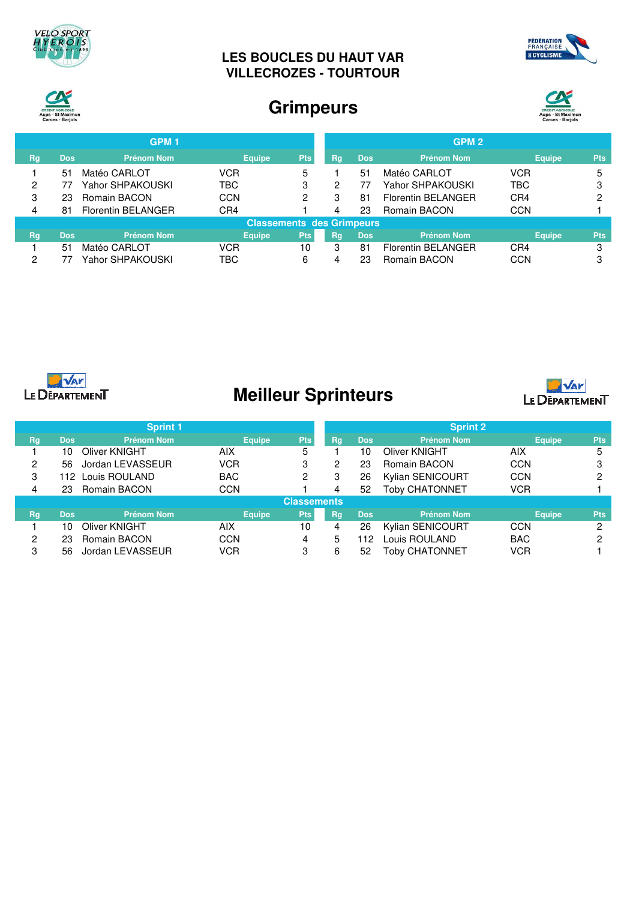## LES BOUCLES DU HAUT VAR
## VILLECROZES - TOURTOUR

# Grimpeurs

| GPM 1 | | | | | GPM 2 | | | | |
|---|---|---|---|---|---|---|---|---|---|
| Rg | Dos | Prénom Nom | Equipe | Pts | Rg | Dos | Prénom Nom | Equipe | Pts |
| 1 | 51 | Matéo CARLOT | VCR | 5 | 1 | 51 | Matéo CARLOT | VCR | 5 |
| 2 | 77 | Yahor SHPAKOUSKI | TBC | 3 | 2 | 77 | Yahor SHPAKOUSKI | TBC | 3 |
| 3 | 23 | Romain BACON | CCN | 2 | 3 | 81 | Florentin BELANGER | CR4 | 2 |
| 4 | 81 | Florentin BELANGER | CR4 | 1 | 4 | 23 | Romain BACON | CCN | 1 |

**Classements des Grimpeurs**

| Rg | Dos | Prénom Nom | Equipe | Pts | Rg | Dos | Prénom Nom | Equipe | Pts |
|---|---|---|---|---|---|---|---|---|---|
| 1 | 51 | Matéo CARLOT | VCR | 10 | 3 | 81 | Florentin BELANGER | CR4 | 3 |
| 2 | 77 | Yahor SHPAKOUSKI | TBC | 6 | 4 | 23 | Romain BACON | CCN | 3 |

# Meilleur Sprinteurs

| Sprint 1 | | | | | Sprint 2 | | | | |
|---|---|---|---|---|---|---|---|---|---|
| Rg | Dos | Prénom Nom | Equipe | Pts | Rg | Dos | Prénom Nom | Equipe | Pts |
| 1 | 10 | Oliver KNIGHT | AIX | 5 | 1 | 10 | Oliver KNIGHT | AIX | 5 |
| 2 | 56 | Jordan LEVASSEUR | VCR | 3 | 2 | 23 | Romain BACON | CCN | 3 |
| 3 | 112 | Louis ROULAND | BAC | 2 | 3 | 26 | Kylian SENICOURT | CCN | 2 |
| 4 | 23 | Romain BACON | CCN | 1 | 4 | 52 | Toby CHATONNET | VCR | 1 |

**Classements**

| Rg | Dos | Prénom Nom | Equipe | Pts | Rg | Dos | Prénom Nom | Equipe | Pts |
|---|---|---|---|---|---|---|---|---|---|
| 1 | 10 | Oliver KNIGHT | AIX | 10 | 4 | 26 | Kylian SENICOURT | CCN | 2 |
| 2 | 23 | Romain BACON | CCN | 4 | 5 | 112 | Louis ROULAND | BAC | 2 |
| 3 | 56 | Jordan LEVASSEUR | VCR | 3 | 6 | 52 | Toby CHATONNET | VCR | 1 |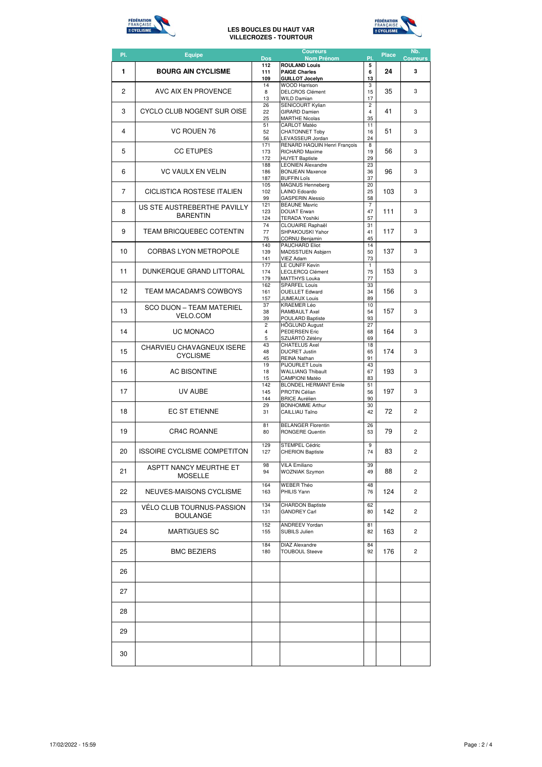# LES BOUCLES DU HAUT VAR
## VILLECROZES - TOURTOUR

| Pl. | Equipe | Dos | Coureurs Nom Prénom | Pl. | Place | Nb. Coureurs |
|---|---|---|---|---|---|---|
| **1** | **BOURG AIN CYCLISME** | **112**<br>**111**<br>**109** | **ROULAND Louis**<br>**PAIGE Charles**<br>**GUILLOT Jocelyn** | **5**<br>**6**<br>**13** | **24** | **3** |
| 2 | AVC AIX EN PROVENCE | 14<br>8<br>13 | WOOD Harrison<br>DELCROS Clément<br>WILD Damian | 3<br>15<br>17 | 35 | 3 |
| 3 | CYCLO CLUB NOGENT SUR OISE | 26<br>22<br>25 | SENICOURT Kylian<br>GIRARD Damien<br>MARTHE Nicolas | 2<br>4<br>35 | 41 | 3 |
| 4 | VC ROUEN 76 | 51<br>52<br>56 | CARLOT Matéo<br>CHATONNET Toby<br>LEVASSEUR Jordan | 11<br>16<br>24 | 51 | 3 |
| 5 | CC ETUPES | 171<br>173<br>172 | RENARD HAQUIN Henri François<br>RICHARD Maxime<br>HUYET Baptiste | 8<br>19<br>29 | 56 | 3 |
| 6 | VC VAULX EN VELIN | 188<br>186<br>187 | LEONIEN Alexandre<br>BONJEAN Maxence<br>BUFFIN Loïs | 23<br>36<br>37 | 96 | 3 |
| 7 | CICLISTICA ROSTESE ITALIEN | 105<br>102<br>99 | MAGNUS Henneberg<br>LAINO Edoardo<br>GASPERIN Alessio | 20<br>25<br>58 | 103 | 3 |
| 8 | US STE AUSTREBERTHE PAVILLY BARENTIN | 121<br>123<br>124 | BEAUNE Mavric<br>DOUAT Erwan<br>TERADA Yoshiki | 7<br>47<br>57 | 111 | 3 |
| 9 | TEAM BRICQUEBEC COTENTIN | 74<br>77<br>75 | CLOUAIRE Raphaël<br>SHPAKOUSKI Yahor<br>CORNU Benjamin | 31<br>41<br>45 | 117 | 3 |
| 10 | CORBAS LYON METROPOLE | 140<br>139<br>141 | PAUCHARD Eliot<br>MADSSTUEN Asbjørn<br>VIEZ Adam | 14<br>50<br>73 | 137 | 3 |
| 11 | DUNKERQUE GRAND LITTORAL | 177<br>174<br>179 | LE CUNFF Kevin<br>LECLERCQ Clément<br>MATTHYS Louka | 1<br>75<br>77 | 153 | 3 |
| 12 | TEAM MACADAM'S COWBOYS | 162<br>161<br>157 | SPARFEL Louis<br>OUELLET Edward<br>JUMEAUX Louis | 33<br>34<br>89 | 156 | 3 |
| 13 | SCO DIJON – TEAM MATERIEL VELO.COM | 37<br>38<br>39 | KRAEMER Léo<br>RAMBAULT Axel<br>POULARD Baptiste | 10<br>54<br>93 | 157 | 3 |
| 14 | UC MONACO | 2<br>4<br>5 | HÖGLUND August<br>PEDERSEN Eric<br>SZIJÁRTÓ Zétény | 27<br>68<br>69 | 164 | 3 |
| 15 | CHARVIEU CHAVAGNEUX ISERE CYCLISME | 43<br>48<br>45 | CHATELUS Axel<br>DUCRET Justin<br>REINA Nathan | 18<br>65<br>91 | 174 | 3 |
| 16 | AC BISONTINE | 19<br>18<br>15 | PIJOURLET Louis<br>WALLIANG Thibault<br>CAMPIONI Matéo | 43<br>67<br>83 | 193 | 3 |
| 17 | UV AUBE | 142<br>145<br>144 | BLONDEL HERMANT Emile<br>PROTIN Célian<br>BRICE Aurélien | 51<br>56<br>90 | 197 | 3 |
| 18 | EC ST ETIENNE | 29<br>31 | BONHOMME Arthur<br>CAILLIAU Taïno | 30<br>42 | 72 | 2 |
| 19 | CR4C ROANNE | 81<br>80 | BELANGER Florentin<br>RONGERE Quentin | 26<br>53 | 79 | 2 |
| 20 | ISSOIRE CYCLISME COMPETITON | 129<br>127 | STEMPEL Cédric<br>CHERION Baptiste | 9<br>74 | 83 | 2 |
| 21 | ASPTT NANCY MEURTHE ET MOSELLE | 98<br>94 | VILA Emiliano<br>WOZNIAK Szymon | 39<br>49 | 88 | 2 |
| 22 | NEUVES-MAISONS CYCLISME | 164<br>163 | WEBER Théo<br>PHILIS Yann | 48<br>76 | 124 | 2 |
| 23 | VÉLO CLUB TOURNUS-PASSION BOULANGE | 134<br>131 | CHARDON Baptiste<br>GANDREY Carl | 62<br>80 | 142 | 2 |
| 24 | MARTIGUES SC | 152<br>155 | ANDREEV Yordan<br>SUBILS Julien | 81<br>82 | 163 | 2 |
| 25 | BMC BEZIERS | 184<br>180 | DIAZ Alexandre<br>TOUBOUL Steeve | 84<br>92 | 176 | 2 |
| 26 | | | | | | |
| 27 | | | | | | |
| 28 | | | | | | |
| 29 | | | | | | |
| 30 | | | | | | |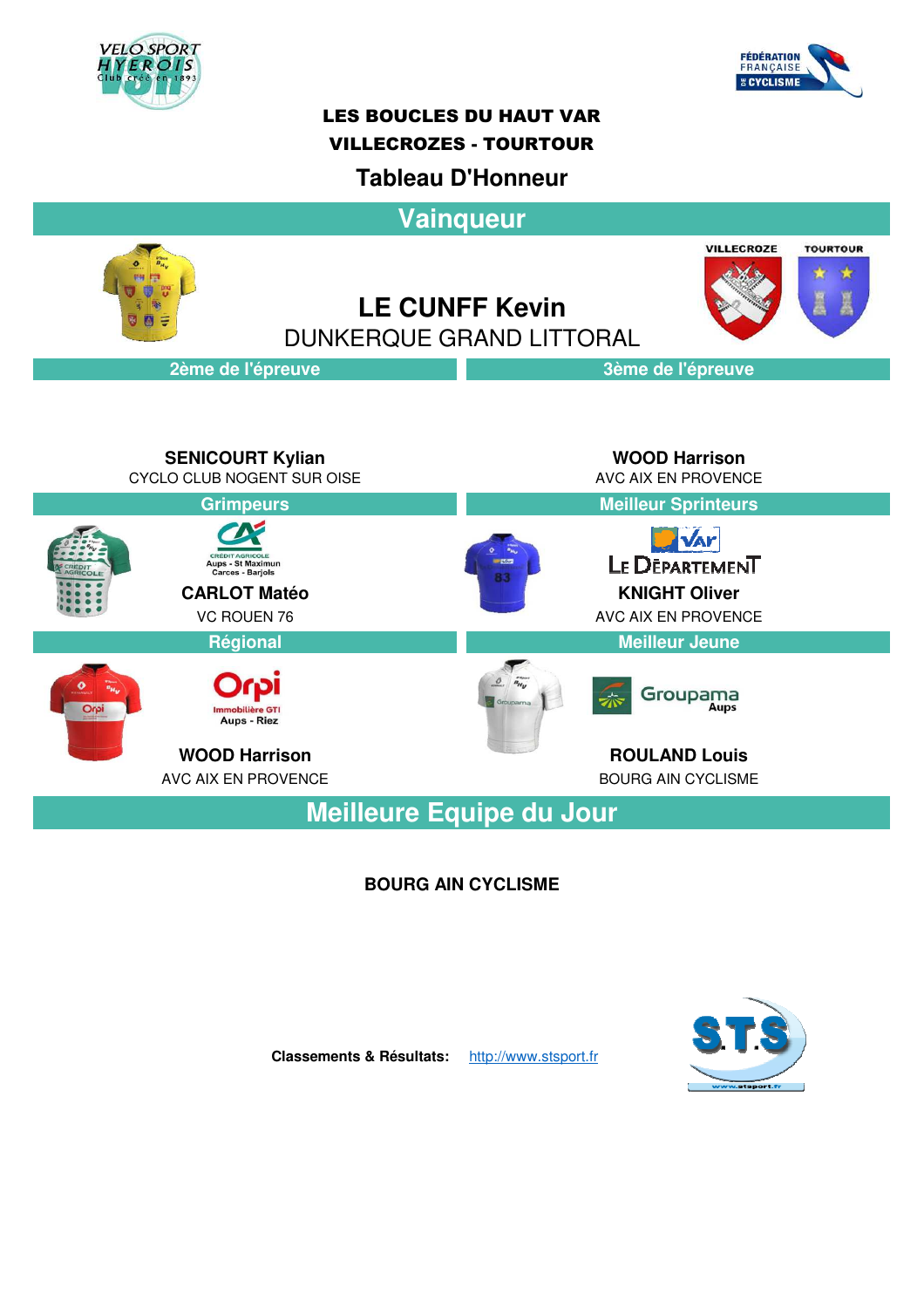**LES BOUCLES DU HAUT VAR**

**VILLECROZES - TOURTOUR**

## Tableau D'Honneur

## Vainqueur

**LE CUNFF Kevin**

DUNKERQUE GRAND LITTORAL

### 2ème de l'épreuve

**SENICOURT Kylian**

CYCLO CLUB NOGENT SUR OISE

### 3ème de l'épreuve

**WOOD Harrison**

AVC AIX EN PROVENCE

### Grimpeurs

Crédit Agricole Aups - St Maximun Carces - Barjols

**CARLOT Matéo**

VC ROUEN 76

### Meilleur Sprinteurs

Var Le Département

**KNIGHT Oliver**

AVC AIX EN PROVENCE

### Régional

Orpi Immobilière GTI Aups - Riez

**WOOD Harrison**

AVC AIX EN PROVENCE

### Meilleur Jeune

Groupama Aups

**ROULAND Louis**

BOURG AIN CYCLISME

## Meilleure Equipe du Jour

**BOURG AIN CYCLISME**

**Classements & Résultats:** http://www.stsport.fr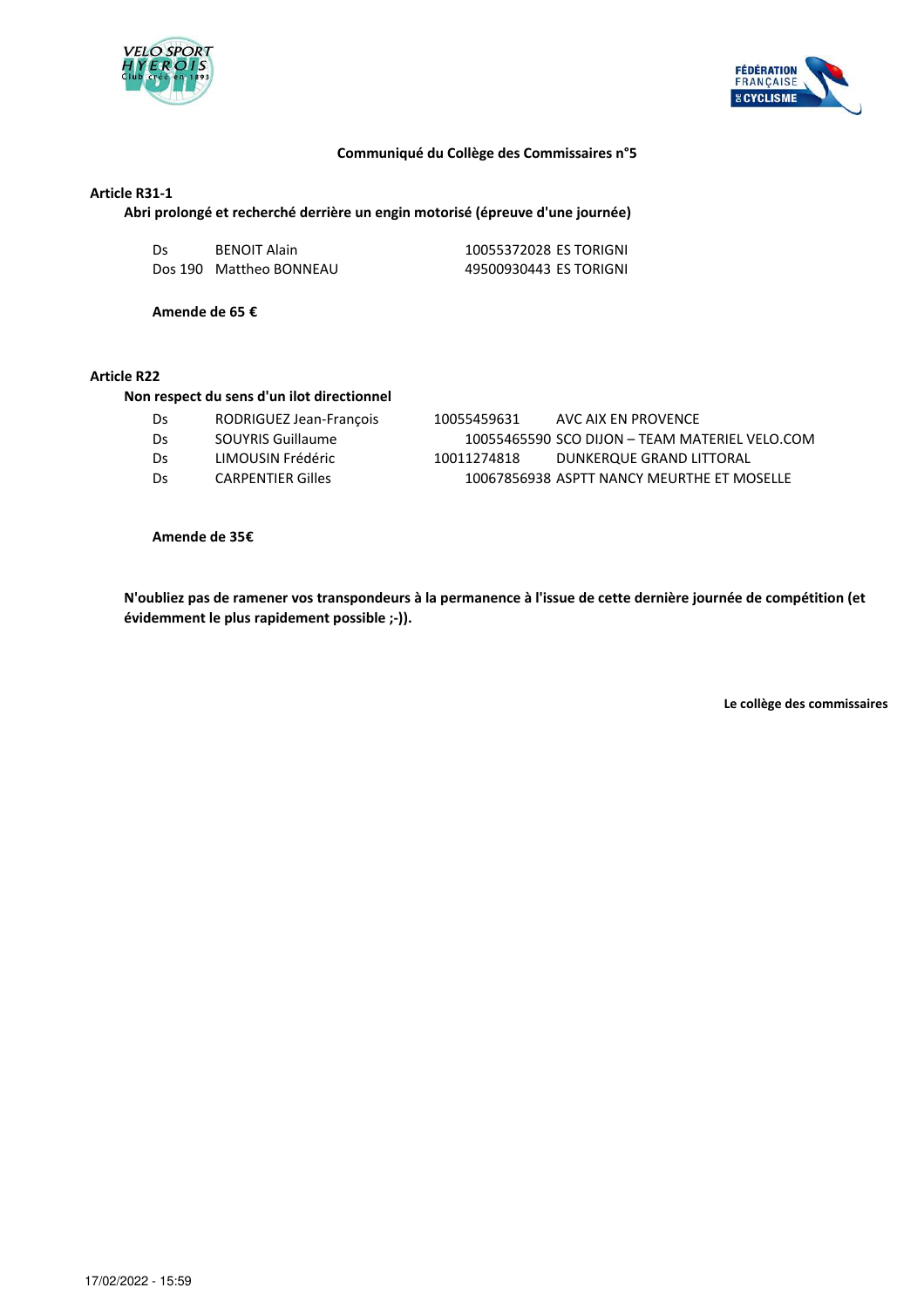**Communiqué du Collège des Commissaires n°5**

**Article R31-1**

**Abri prolongé et recherché derrière un engin motorisé (épreuve d'une journée)**

| | | | |
|---|---|---|---|
| Ds | BENOIT Alain | 10055372028 | ES TORIGNI |
| Dos 190 | Mattheo BONNEAU | 49500930443 | ES TORIGNI |

**Amende de 65 €**

**Article R22**

**Non respect du sens d'un ilot directionnel**

| | | | |
|---|---|---|---|
| Ds | RODRIGUEZ Jean-François | 10055459631 | AVC AIX EN PROVENCE |
| Ds | SOUYRIS Guillaume | 10055465590 | SCO DIJON – TEAM MATERIEL VELO.COM |
| Ds | LIMOUSIN Frédéric | 10011274818 | DUNKERQUE GRAND LITTORAL |
| Ds | CARPENTIER Gilles | 10067856938 | ASPTT NANCY MEURTHE ET MOSELLE |

**Amende de 35€**

**N'oubliez pas de ramener vos transpondeurs à la permanence à l'issue de cette dernière journée de compétition (et évidemment le plus rapidement possible ;-)).**

**Le collège des commissaires**

17/02/2022 - 15:59